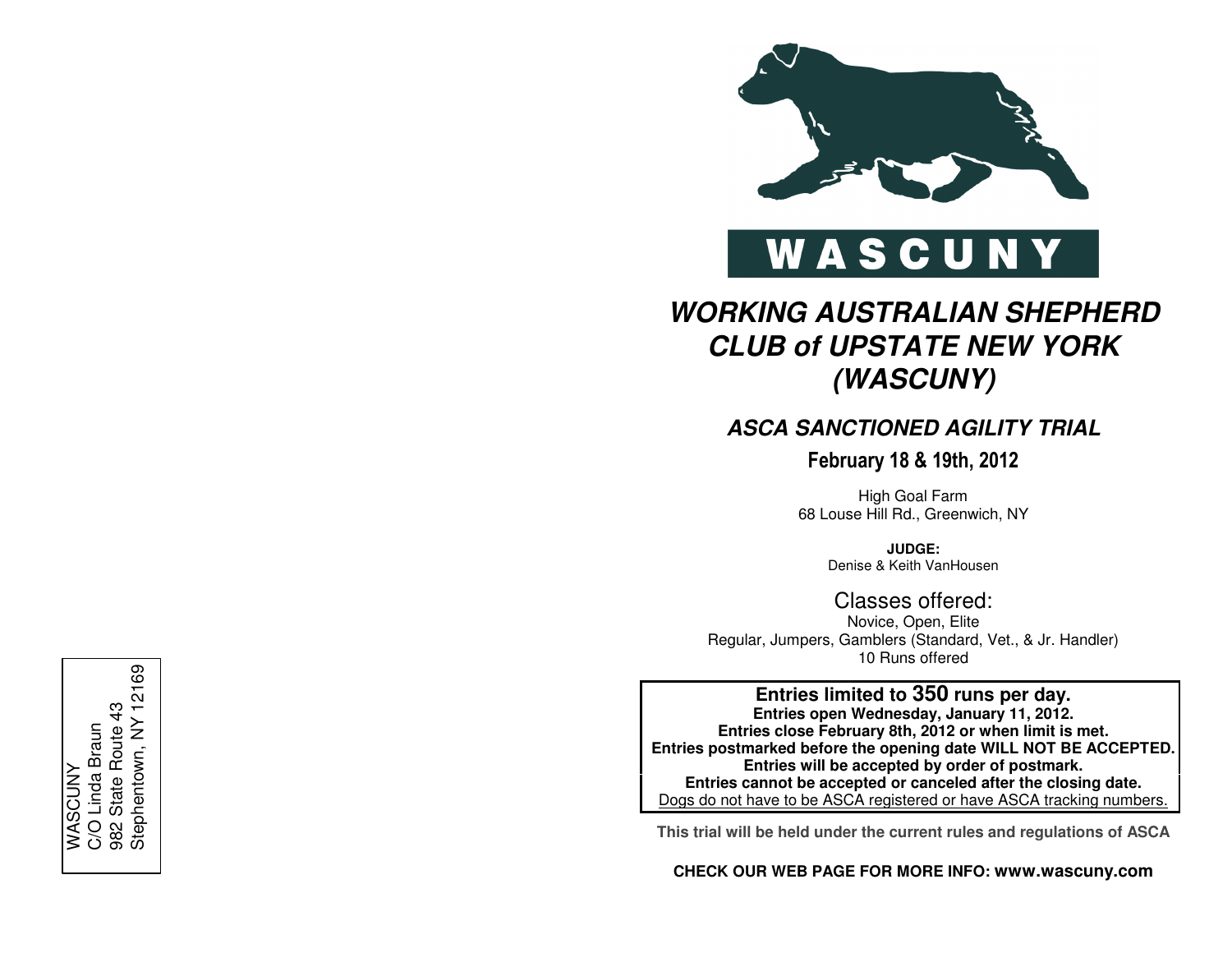WASCUNY
C/O Linda Braun
982 State Route 43
Stephentown, NY 12169

# WASCUNY

# *WORKING AUSTRALIAN SHEPHERD CLUB of UPSTATE NEW YORK (WASCUNY)*

## *ASCA SANCTIONED AGILITY TRIAL*

### February 18 & 19th, 2012

High Goal Farm
68 Louse Hill Rd., Greenwich, NY

**JUDGE:**
Denise & Keith VanHousen

Classes offered:
Novice, Open, Elite
Regular, Jumpers, Gamblers (Standard, Vet., & Jr. Handler)
10 Runs offered

**Entries limited to 350 runs per day.**
**Entries open Wednesday, January 11, 2012.**
**Entries close February 8th, 2012 or when limit is met.**
**Entries postmarked before the opening date WILL NOT BE ACCEPTED.**
**Entries will be accepted by order of postmark.**
**Entries cannot be accepted or canceled after the closing date.**
<u>Dogs do not have to be ASCA registered or have ASCA tracking numbers.</u>

**This trial will be held under the current rules and regulations of ASCA**

**CHECK OUR WEB PAGE FOR MORE INFO: www.wascuny.com**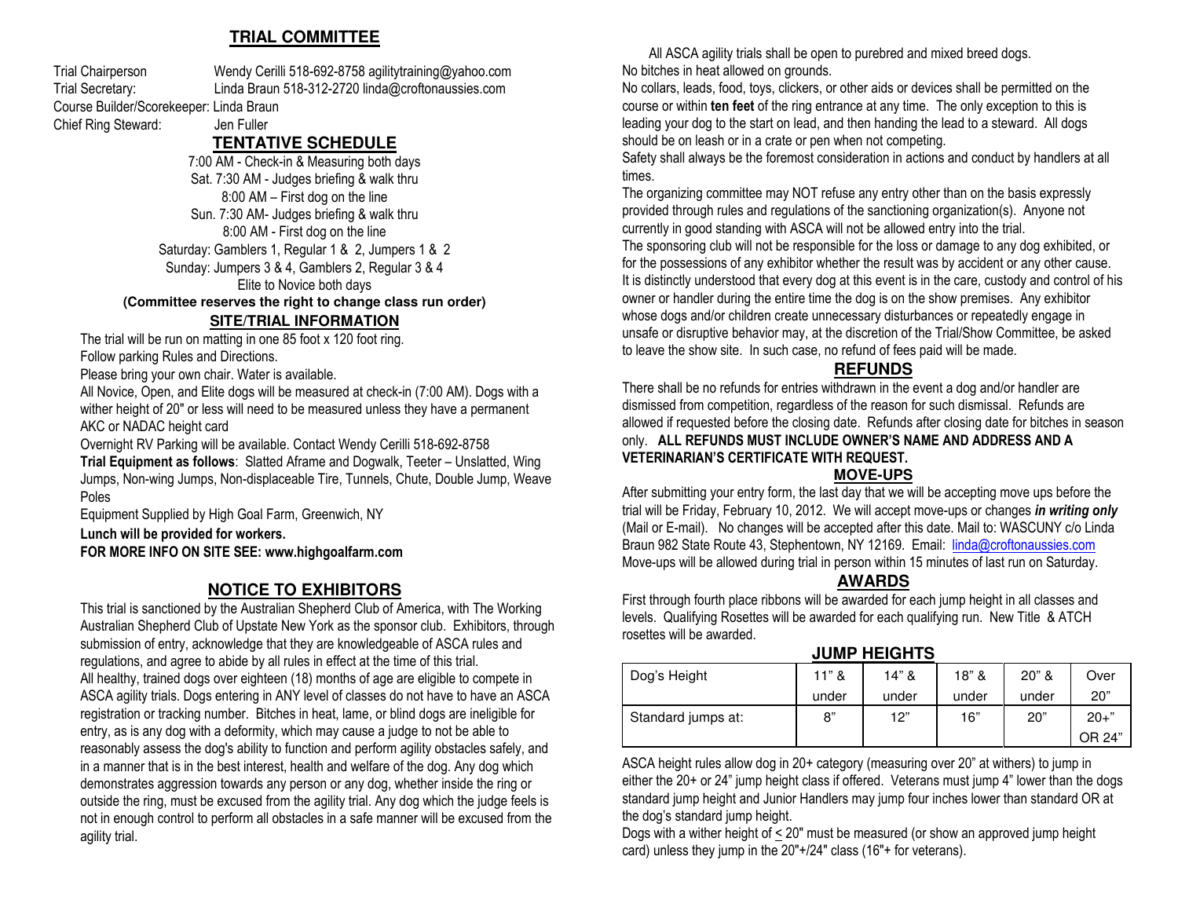## TRIAL COMMITTEE

Trial Chairperson Wendy Cerilli 518-692-8758 agilitytraining@yahoo.com
Trial Secretary: Linda Braun 518-312-2720 linda@croftonaussies.com
Course Builder/Scorekeeper: Linda Braun
Chief Ring Steward: Jen Fuller

## TENTATIVE SCHEDULE

7:00 AM - Check-in & Measuring both days
Sat. 7:30 AM - Judges briefing & walk thru
8:00 AM – First dog on the line
Sun. 7:30 AM- Judges briefing & walk thru
8:00 AM - First dog on the line
Saturday: Gamblers 1, Regular 1 & 2, Jumpers 1 & 2
Sunday: Jumpers 3 & 4, Gamblers 2, Regular 3 & 4
Elite to Novice both days
**(Committee reserves the right to change class run order)**

## SITE/TRIAL INFORMATION

The trial will be run on matting in one 85 foot x 120 foot ring.
Follow parking Rules and Directions.
Please bring your own chair. Water is available.
All Novice, Open, and Elite dogs will be measured at check-in (7:00 AM). Dogs with a wither height of 20" or less will need to be measured unless they have a permanent AKC or NADAC height card
Overnight RV Parking will be available. Contact Wendy Cerilli 518-692-8758
**Trial Equipment as follows**: Slatted Aframe and Dogwalk, Teeter – Unslatted, Wing Jumps, Non-wing Jumps, Non-displaceable Tire, Tunnels, Chute, Double Jump, Weave Poles
Equipment Supplied by High Goal Farm, Greenwich, NY
**Lunch will be provided for workers.**
**FOR MORE INFO ON SITE SEE: www.highgoalfarm.com**

## NOTICE TO EXHIBITORS

This trial is sanctioned by the Australian Shepherd Club of America, with The Working Australian Shepherd Club of Upstate New York as the sponsor club. Exhibitors, through submission of entry, acknowledge that they are knowledgeable of ASCA rules and regulations, and agree to abide by all rules in effect at the time of this trial.
All healthy, trained dogs over eighteen (18) months of age are eligible to compete in ASCA agility trials. Dogs entering in ANY level of classes do not have to have an ASCA registration or tracking number. Bitches in heat, lame, or blind dogs are ineligible for entry, as is any dog with a deformity, which may cause a judge to not be able to reasonably assess the dog's ability to function and perform agility obstacles safely, and in a manner that is in the best interest, health and welfare of the dog. Any dog which demonstrates aggression towards any person or any dog, whether inside the ring or outside the ring, must be excused from the agility trial. Any dog which the judge feels is not in enough control to perform all obstacles in a safe manner will be excused from the agility trial.

All ASCA agility trials shall be open to purebred and mixed breed dogs.
No bitches in heat allowed on grounds.
No collars, leads, food, toys, clickers, or other aids or devices shall be permitted on the course or within **ten feet** of the ring entrance at any time. The only exception to this is leading your dog to the start on lead, and then handing the lead to a steward. All dogs should be on leash or in a crate or pen when not competing.
Safety shall always be the foremost consideration in actions and conduct by handlers at all times.
The organizing committee may NOT refuse any entry other than on the basis expressly provided through rules and regulations of the sanctioning organization(s). Anyone not currently in good standing with ASCA will not be allowed entry into the trial.
The sponsoring club will not be responsible for the loss or damage to any dog exhibited, or for the possessions of any exhibitor whether the result was by accident or any other cause. It is distinctly understood that every dog at this event is in the care, custody and control of his owner or handler during the entire time the dog is on the show premises. Any exhibitor whose dogs and/or children create unnecessary disturbances or repeatedly engage in unsafe or disruptive behavior may, at the discretion of the Trial/Show Committee, be asked to leave the show site. In such case, no refund of fees paid will be made.

## REFUNDS

There shall be no refunds for entries withdrawn in the event a dog and/or handler are dismissed from competition, regardless of the reason for such dismissal. Refunds are allowed if requested before the closing date. Refunds after closing date for bitches in season only. **ALL REFUNDS MUST INCLUDE OWNER'S NAME AND ADDRESS AND A VETERINARIAN'S CERTIFICATE WITH REQUEST.**

## MOVE-UPS

After submitting your entry form, the last day that we will be accepting move ups before the trial will be Friday, February 10, 2012. We will accept move-ups or changes ***in writing only*** (Mail or E-mail). No changes will be accepted after this date. Mail to: WASCUNY c/o Linda Braun 982 State Route 43, Stephentown, NY 12169. Email: linda@croftonaussies.com
Move-ups will be allowed during trial in person within 15 minutes of last run on Saturday.

## AWARDS

First through fourth place ribbons will be awarded for each jump height in all classes and levels. Qualifying Rosettes will be awarded for each qualifying run. New Title & ATCH rosettes will be awarded.

## JUMP HEIGHTS

| Dog's Height | 11" & under | 14" & under | 18" & under | 20" & under | Over 20" |
|---|---|---|---|---|---|
| Standard jumps at: | 8" | 12" | 16" | 20" | 20+" OR 24" |

ASCA height rules allow dog in 20+ category (measuring over 20" at withers) to jump in either the 20+ or 24" jump height class if offered. Veterans must jump 4" lower than the dogs standard jump height and Junior Handlers may jump four inches lower than standard OR at the dog's standard jump height.
Dogs with a wither height of ≤ 20" must be measured (or show an approved jump height card) unless they jump in the 20"+/24" class (16"+ for veterans).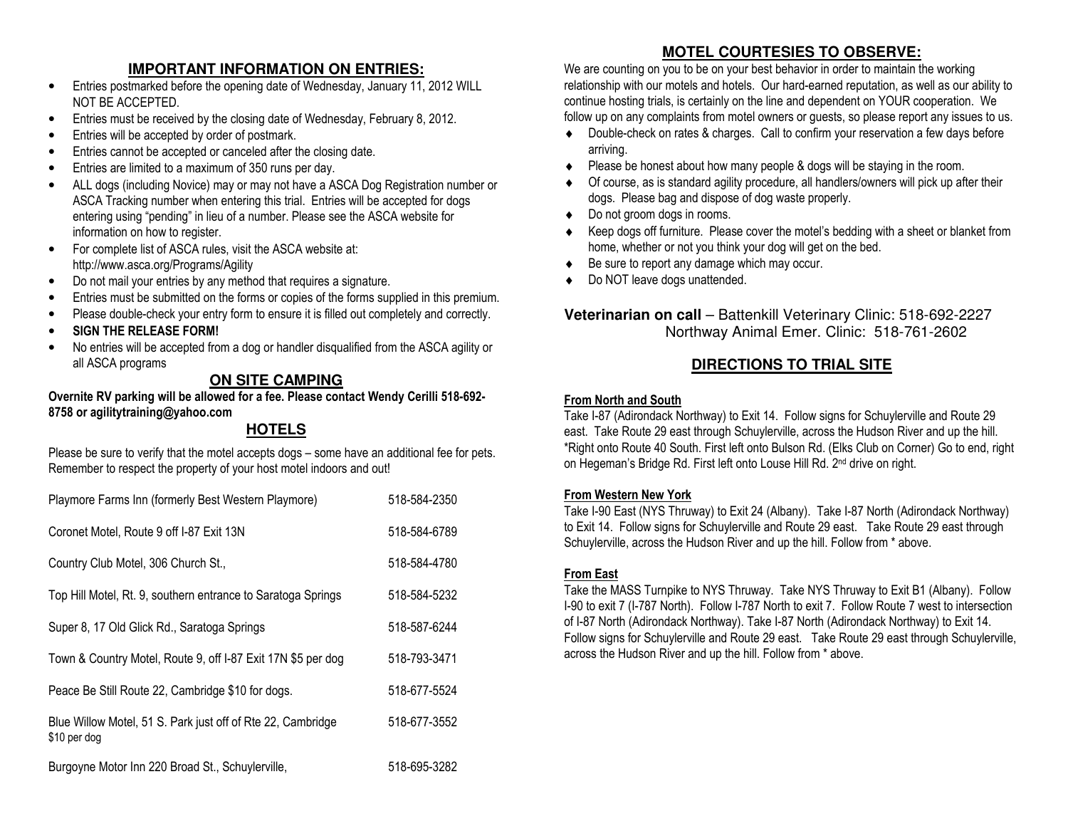## IMPORTANT INFORMATION ON ENTRIES:

- Entries postmarked before the opening date of Wednesday, January 11, 2012 WILL NOT BE ACCEPTED.
- Entries must be received by the closing date of Wednesday, February 8, 2012.
- Entries will be accepted by order of postmark.
- Entries cannot be accepted or canceled after the closing date.
- Entries are limited to a maximum of 350 runs per day.
- ALL dogs (including Novice) may or may not have a ASCA Dog Registration number or ASCA Tracking number when entering this trial. Entries will be accepted for dogs entering using "pending" in lieu of a number. Please see the ASCA website for information on how to register.
- For complete list of ASCA rules, visit the ASCA website at: http://www.asca.org/Programs/Agility
- Do not mail your entries by any method that requires a signature.
- Entries must be submitted on the forms or copies of the forms supplied in this premium.
- Please double-check your entry form to ensure it is filled out completely and correctly.
- **SIGN THE RELEASE FORM!**
- No entries will be accepted from a dog or handler disqualified from the ASCA agility or all ASCA programs

## ON SITE CAMPING

**Overnite RV parking will be allowed for a fee. Please contact Wendy Cerilli 518-692-8758 or agilitytraining@yahoo.com**

## HOTELS

Please be sure to verify that the motel accepts dogs – some have an additional fee for pets. Remember to respect the property of your host motel indoors and out!

| | |
|---|---|
| Playmore Farms Inn (formerly Best Western Playmore) | 518-584-2350 |
| Coronet Motel, Route 9 off I-87 Exit 13N | 518-584-6789 |
| Country Club Motel, 306 Church St., | 518-584-4780 |
| Top Hill Motel, Rt. 9, southern entrance to Saratoga Springs | 518-584-5232 |
| Super 8, 17 Old Glick Rd., Saratoga Springs | 518-587-6244 |
| Town & Country Motel, Route 9, off I-87 Exit 17N $5 per dog | 518-793-3471 |
| Peace Be Still Route 22, Cambridge $10 for dogs. | 518-677-5524 |
| Blue Willow Motel, 51 S. Park just off of Rte 22, Cambridge $10 per dog | 518-677-3552 |
| Burgoyne Motor Inn 220 Broad St., Schuylerville, | 518-695-3282 |

## MOTEL COURTESIES TO OBSERVE:

We are counting on you to be on your best behavior in order to maintain the working relationship with our motels and hotels. Our hard-earned reputation, as well as our ability to continue hosting trials, is certainly on the line and dependent on YOUR cooperation. We follow up on any complaints from motel owners or guests, so please report any issues to us.

- Double-check on rates & charges. Call to confirm your reservation a few days before arriving.
- Please be honest about how many people & dogs will be staying in the room.
- Of course, as is standard agility procedure, all handlers/owners will pick up after their dogs. Please bag and dispose of dog waste properly.
- Do not groom dogs in rooms.
- Keep dogs off furniture. Please cover the motel's bedding with a sheet or blanket from home, whether or not you think your dog will get on the bed.
- Be sure to report any damage which may occur.
- Do NOT leave dogs unattended.

**Veterinarian on call** – Battenkill Veterinary Clinic: 518-692-2227
Northway Animal Emer. Clinic: 518-761-2602

## DIRECTIONS TO TRIAL SITE

**From North and South**

Take I-87 (Adirondack Northway) to Exit 14. Follow signs for Schuylerville and Route 29 east. Take Route 29 east through Schuylerville, across the Hudson River and up the hill. *Right onto Route 40 South. First left onto Bulson Rd. (Elks Club on Corner) Go to end, right on Hegeman's Bridge Rd. First left onto Louse Hill Rd. 2nd drive on right.

**From Western New York**

Take I-90 East (NYS Thruway) to Exit 24 (Albany). Take I-87 North (Adirondack Northway) to Exit 14. Follow signs for Schuylerville and Route 29 east. Take Route 29 east through Schuylerville, across the Hudson River and up the hill. Follow from * above.

**From East**

Take the MASS Turnpike to NYS Thruway. Take NYS Thruway to Exit B1 (Albany). Follow I-90 to exit 7 (I-787 North). Follow I-787 North to exit 7. Follow Route 7 west to intersection of I-87 North (Adirondack Northway). Take I-87 North (Adirondack Northway) to Exit 14. Follow signs for Schuylerville and Route 29 east. Take Route 29 east through Schuylerville, across the Hudson River and up the hill. Follow from * above.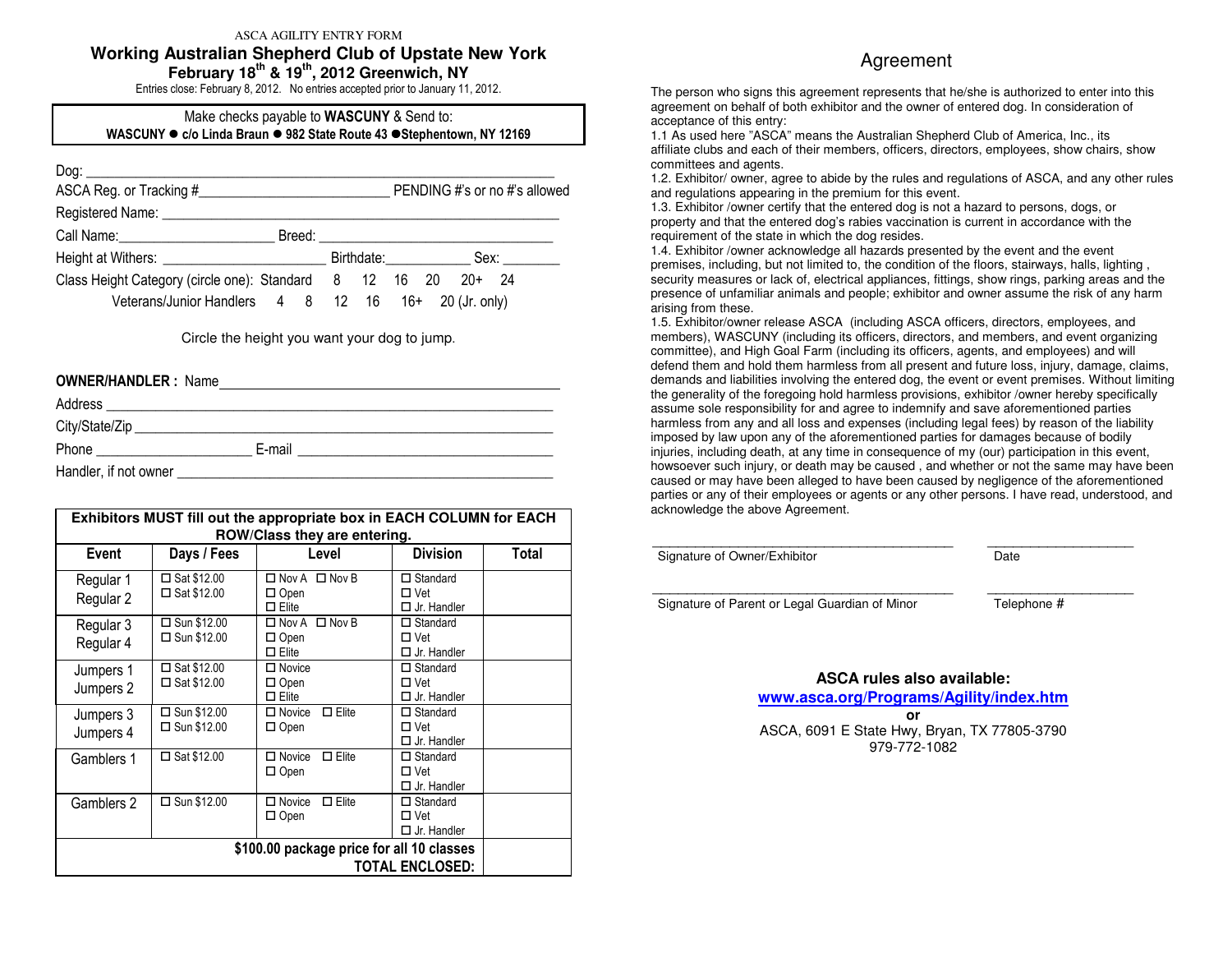ASCA AGILITY ENTRY FORM

# Working Australian Shepherd Club of Upstate New York

## February 18th & 19th, 2012 Greenwich, NY

Entries close: February 8, 2012. No entries accepted prior to January 11, 2012.

Make checks payable to **WASCUNY** & Send to:
**WASCUNY ● c/o Linda Braun ● 982 State Route 43 ●Stephentown, NY 12169**

Dog: \_\_\_\_\_\_\_\_\_\_\_\_\_\_\_\_\_\_\_\_\_\_\_\_\_\_\_\_\_\_\_\_\_\_\_\_\_\_\_\_\_\_\_\_\_\_\_\_\_\_\_\_\_\_\_\_\_\_\_\_

ASCA Reg. or Tracking #\_\_\_\_\_\_\_\_\_\_\_\_\_\_\_\_\_\_\_\_\_\_\_\_\_\_ PENDING #'s or no #'s allowed

Registered Name: \_\_\_\_\_\_\_\_\_\_\_\_\_\_\_\_\_\_\_\_\_\_\_\_\_\_\_\_\_\_\_\_\_\_\_\_\_\_\_\_\_\_\_\_\_\_\_\_\_\_\_\_

Call Name:\_\_\_\_\_\_\_\_\_\_\_\_\_\_\_\_\_\_\_\_\_\_ Breed: \_\_\_\_\_\_\_\_\_\_\_\_\_\_\_\_\_\_\_\_\_\_\_\_\_\_\_\_\_\_\_

Height at Withers: \_\_\_\_\_\_\_\_\_\_\_\_\_\_\_\_\_\_\_\_\_\_ Birthdate:\_\_\_\_\_\_\_\_\_\_\_\_ Sex: \_\_\_\_\_\_\_\_

Class Height Category (circle one): Standard 8 12 16 20 20+ 24

Veterans/Junior Handlers 4 8 12 16 16+ 20 (Jr. only)

Circle the height you want your dog to jump.

**OWNER/HANDLER :** Name\_\_\_\_\_\_\_\_\_\_\_\_\_\_\_\_\_\_\_\_\_\_\_\_\_\_\_\_\_\_\_\_\_\_\_\_\_\_\_\_\_\_\_\_\_\_\_\_

Address \_\_\_\_\_\_\_\_\_\_\_\_\_\_\_\_\_\_\_\_\_\_\_\_\_\_\_\_\_\_\_\_\_\_\_\_\_\_\_\_\_\_\_\_\_\_\_\_\_\_\_\_\_\_\_\_\_\_\_\_\_\_

City/State/Zip \_\_\_\_\_\_\_\_\_\_\_\_\_\_\_\_\_\_\_\_\_\_\_\_\_\_\_\_\_\_\_\_\_\_\_\_\_\_\_\_\_\_\_\_\_\_\_\_\_\_\_\_\_\_\_\_\_\_

Phone \_\_\_\_\_\_\_\_\_\_\_\_\_\_\_\_\_\_\_\_\_\_ E-mail \_\_\_\_\_\_\_\_\_\_\_\_\_\_\_\_\_\_\_\_\_\_\_\_\_\_\_\_\_\_\_\_\_\_\_\_\_

Handler, if not owner \_\_\_\_\_\_\_\_\_\_\_\_\_\_\_\_\_\_\_\_\_\_\_\_\_\_\_\_\_\_\_\_\_\_\_\_\_\_\_\_\_\_\_\_\_\_\_\_\_\_\_\_\_

**Exhibitors MUST fill out the appropriate box in EACH COLUMN for EACH ROW/Class they are entering.**

| Event | Days / Fees | Level | Division | Total |
|---|---|---|---|---|
| Regular 1<br>Regular 2 | ☐ Sat $12.00<br>☐ Sat $12.00 | ☐ Nov A ☐ Nov B<br>☐ Open<br>☐ Elite | ☐ Standard<br>☐ Vet<br>☐ Jr. Handler | |
| Regular 3<br>Regular 4 | ☐ Sun $12.00<br>☐ Sun $12.00 | ☐ Nov A ☐ Nov B<br>☐ Open<br>☐ Elite | ☐ Standard<br>☐ Vet<br>☐ Jr. Handler | |
| Jumpers 1<br>Jumpers 2 | ☐ Sat $12.00<br>☐ Sat $12.00 | ☐ Novice<br>☐ Open<br>☐ Elite | ☐ Standard<br>☐ Vet<br>☐ Jr. Handler | |
| Jumpers 3<br>Jumpers 4 | ☐ Sun $12.00<br>☐ Sun $12.00 | ☐ Novice ☐ Elite<br>☐ Open | ☐ Standard<br>☐ Vet<br>☐ Jr. Handler | |
| Gamblers 1 | ☐ Sat $12.00 | ☐ Novice ☐ Elite<br>☐ Open | ☐ Standard<br>☐ Vet<br>☐ Jr. Handler | |
| Gamblers 2 | ☐ Sun $12.00 | ☐ Novice ☐ Elite<br>☐ Open | ☐ Standard<br>☐ Vet<br>☐ Jr. Handler | |
| | | | **$100.00 package price for all 10 classes<br>TOTAL ENCLOSED:** | |

## Agreement

The person who signs this agreement represents that he/she is authorized to enter into this agreement on behalf of both exhibitor and the owner of entered dog. In consideration of acceptance of this entry:

1.1 As used here "ASCA" means the Australian Shepherd Club of America, Inc., its affiliate clubs and each of their members, officers, directors, employees, show chairs, show committees and agents.

1.2. Exhibitor/ owner, agree to abide by the rules and regulations of ASCA, and any other rules and regulations appearing in the premium for this event.

1.3. Exhibitor /owner certify that the entered dog is not a hazard to persons, dogs, or property and that the entered dog's rabies vaccination is current in accordance with the requirement of the state in which the dog resides.

1.4. Exhibitor /owner acknowledge all hazards presented by the event and the event premises, including, but not limited to, the condition of the floors, stairways, halls, lighting , security measures or lack of, electrical appliances, fittings, show rings, parking areas and the presence of unfamiliar animals and people; exhibitor and owner assume the risk of any harm arising from these.

1.5. Exhibitor/owner release ASCA (including ASCA officers, directors, employees, and members), WASCUNY (including its officers, directors, and members, and event organizing committee), and High Goal Farm (including its officers, agents, and employees) and will defend them and hold them harmless from all present and future loss, injury, damage, claims, demands and liabilities involving the entered dog, the event or event premises. Without limiting the generality of the foregoing hold harmless provisions, exhibitor /owner hereby specifically assume sole responsibility for and agree to indemnify and save aforementioned parties harmless from any and all loss and expenses (including legal fees) by reason of the liability imposed by law upon any of the aforementioned parties for damages because of bodily injuries, including death, at any time in consequence of my (our) participation in this event, howsoever such injury, or death may be caused , and whether or not the same may have been caused or may have been alleged to have been caused by negligence of the aforementioned parties or any of their employees or agents or any other persons. I have read, understood, and acknowledge the above Agreement.

\_\_\_\_\_\_\_\_\_\_\_\_\_\_\_\_\_\_\_\_\_\_\_\_\_\_\_\_\_\_\_\_\_\_\_\_\_\_\_\_\_\_ \_\_\_\_\_\_\_\_\_\_\_\_\_\_\_\_\_\_\_\_
Signature of Owner/Exhibitor Date

\_\_\_\_\_\_\_\_\_\_\_\_\_\_\_\_\_\_\_\_\_\_\_\_\_\_\_\_\_\_\_\_\_\_\_\_\_\_\_\_\_\_ \_\_\_\_\_\_\_\_\_\_\_\_\_\_\_\_\_\_\_\_
Signature of Parent or Legal Guardian of Minor Telephone #

**ASCA rules also available:**

**www.asca.org/Programs/Agility/index.htm**

**or**

ASCA, 6091 E State Hwy, Bryan, TX 77805-3790

979-772-1082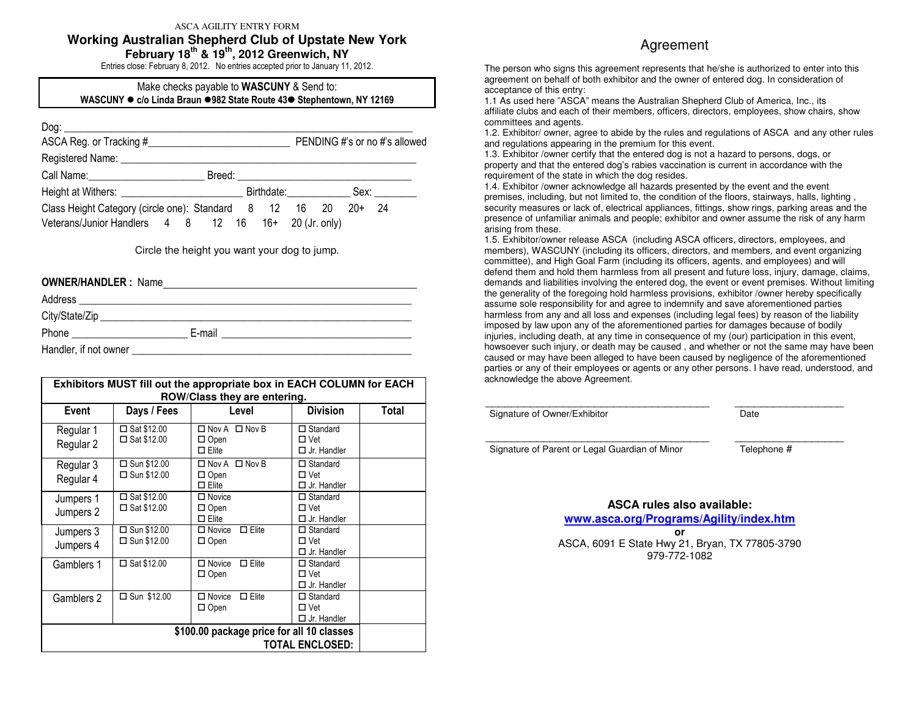ASCA AGILITY ENTRY FORM

# Working Australian Shepherd Club of Upstate New York

## February 18th & 19th, 2012 Greenwich, NY

Entries close: February 8, 2012. No entries accepted prior to January 11, 2012.

Make checks payable to **WASCUNY** & Send to:
**WASCUNY ● c/o Linda Braun ●982 State Route 43● Stephentown, NY 12169**

Dog: ___________________________________________

ASCA Reg. or Tracking #_______________________ PENDING #'s or no #'s allowed

Registered Name: ___________________________________________

Call Name:_____________________ Breed: _____________________

Height at Withers: _____________________ Birthdate:___________ Sex: ________

Class Height Category (circle one): Standard 8 12 16 20 20+ 24

Veterans/Junior Handlers 4 8 12 16 16+ 20 (Jr. only)

Circle the height you want your dog to jump.

**OWNER/HANDLER :** Name___________________________________________

Address ___________________________________________

City/State/Zip ___________________________________________

Phone ____________________ E-mail ___________________________________

Handler, if not owner ___________________________________________

**Exhibitors MUST fill out the appropriate box in EACH COLUMN for EACH ROW/Class they are entering.**

| Event | Days / Fees | Level | Division | Total |
|---|---|---|---|---|
| Regular 1<br>Regular 2 | ☐ Sat $12.00<br>☐ Sat $12.00 | ☐ Nov A ☐ Nov B<br>☐ Open<br>☐ Elite | ☐ Standard<br>☐ Vet<br>☐ Jr. Handler | |
| Regular 3<br>Regular 4 | ☐ Sun $12.00<br>☐ Sun $12.00 | ☐ Nov A ☐ Nov B<br>☐ Open<br>☐ Elite | ☐ Standard<br>☐ Vet<br>☐ Jr. Handler | |
| Jumpers 1<br>Jumpers 2 | ☐ Sat $12.00<br>☐ Sat $12.00 | ☐ Novice<br>☐ Open<br>☐ Elite | ☐ Standard<br>☐ Vet<br>☐ Jr. Handler | |
| Jumpers 3<br>Jumpers 4 | ☐ Sun $12.00<br>☐ Sun $12.00 | ☐ Novice ☐ Elite<br>☐ Open | ☐ Standard<br>☐ Vet<br>☐ Jr. Handler | |
| Gamblers 1 | ☐ Sat $12.00 | ☐ Novice ☐ Elite<br>☐ Open | ☐ Standard<br>☐ Vet<br>☐ Jr. Handler | |
| Gamblers 2 | ☐ Sun $12.00 | ☐ Novice ☐ Elite<br>☐ Open | ☐ Standard<br>☐ Vet<br>☐ Jr. Handler | |
| **$100.00 package price for all 10 classes** | | | **TOTAL ENCLOSED:** | |

# Agreement

The person who signs this agreement represents that he/she is authorized to enter into this agreement on behalf of both exhibitor and the owner of entered dog. In consideration of acceptance of this entry:

1.1 As used here "ASCA" means the Australian Shepherd Club of America, Inc., its affiliate clubs and each of their members, officers, directors, employees, show chairs, show committees and agents.

1.2. Exhibitor/ owner, agree to abide by the rules and regulations of ASCA and any other rules and regulations appearing in the premium for this event.

1.3. Exhibitor /owner certify that the entered dog is not a hazard to persons, dogs, or property and that the entered dog's rabies vaccination is current in accordance with the requirement of the state in which the dog resides.

1.4. Exhibitor /owner acknowledge all hazards presented by the event and the event premises, including, but not limited to, the condition of the floors, stairways, halls, lighting , security measures or lack of, electrical appliances, fittings, show rings, parking areas and the presence of unfamiliar animals and people; exhibitor and owner assume the risk of any harm arising from these.

1.5. Exhibitor/owner release ASCA (including ASCA officers, directors, employees, and members), WASCUNY (including its officers, directors, and members, and event organizing committee), and High Goal Farm (including its officers, agents, and employees) and will defend them and hold them harmless from all present and future loss, injury, damage, claims, demands and liabilities involving the entered dog, the event or event premises. Without limiting the generality of the foregoing hold harmless provisions, exhibitor /owner hereby specifically assume sole responsibility for and agree to indemnify and save aforementioned parties harmless from any and all loss and expenses (including legal fees) by reason of the liability imposed by law upon any of the aforementioned parties for damages because of bodily injuries, including death, at any time in consequence of my (our) participation in this event, howsoever such injury, or death may be caused , and whether or not the same may have been caused or may have been alleged to have been caused by negligence of the aforementioned parties or any of their employees or agents or any other persons. I have read, understood, and acknowledge the above Agreement.

_________________________________________ ____________________

Signature of Owner/Exhibitor Date

_________________________________________ ____________________

Signature of Parent or Legal Guardian of Minor Telephone #

**ASCA rules also available:**

**www.asca.org/Programs/Agility/index.htm**

**or**

ASCA, 6091 E State Hwy 21, Bryan, TX 77805-3790

979-772-1082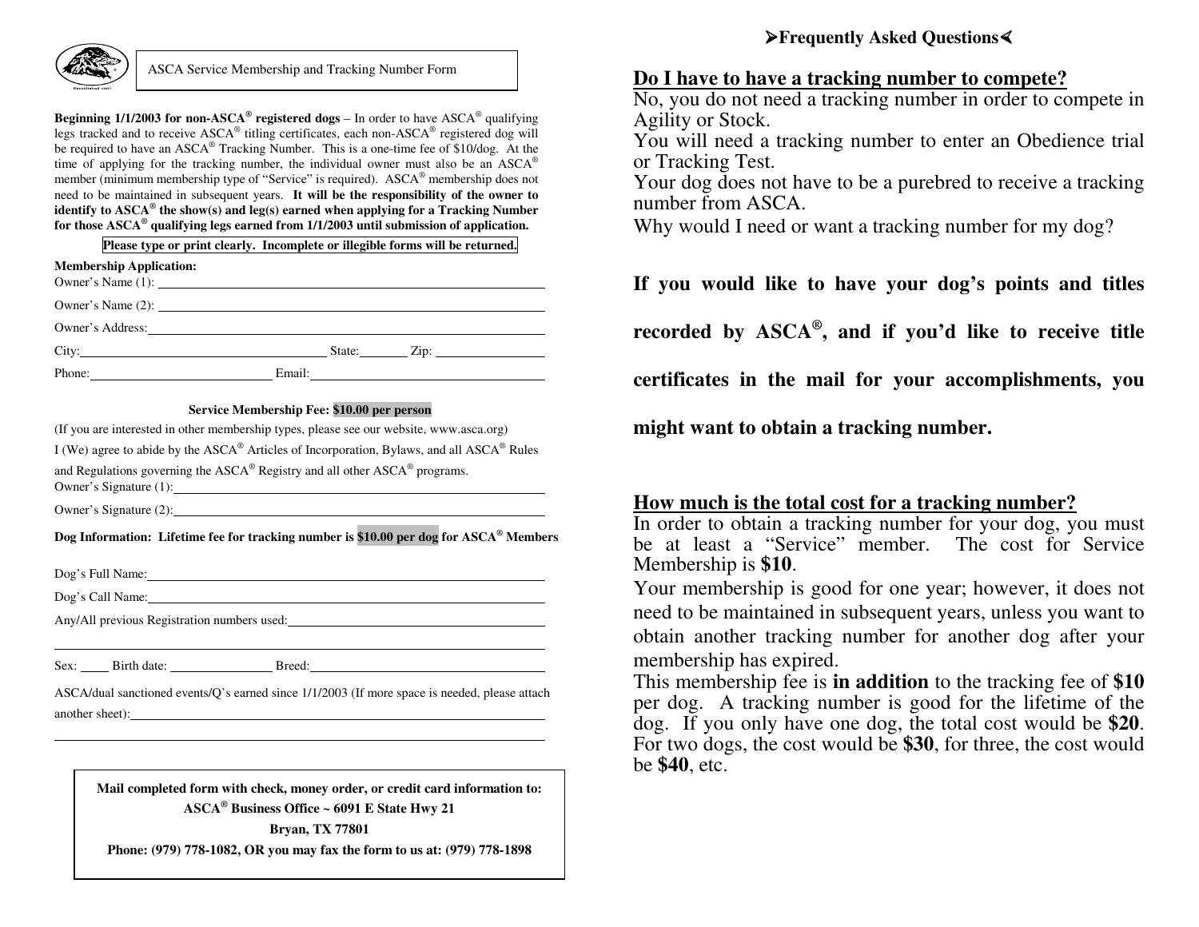ASCA Service Membership and Tracking Number Form

**Beginning 1/1/2003 for non-ASCA® registered dogs** – In order to have ASCA® qualifying legs tracked and to receive ASCA® titling certificates, each non-ASCA® registered dog will be required to have an ASCA® Tracking Number. This is a one-time fee of $10/dog. At the time of applying for the tracking number, the individual owner must also be an ASCA® member (minimum membership type of "Service" is required). ASCA® membership does not need to be maintained in subsequent years. **It will be the responsibility of the owner to identify to ASCA® the show(s) and leg(s) earned when applying for a Tracking Number for those ASCA® qualifying legs earned from 1/1/2003 until submission of application.**

**Please type or print clearly. Incomplete or illegible forms will be returned.**

**Membership Application:**

Owner's Name (1): ______________________________

Owner's Name (2): ______________________________

Owner's Address: ______________________________

City: ____________________ State: ________ Zip: ____________

Phone: ____________________ Email: ______________________

**Service Membership Fee: $10.00 per person**

(If you are interested in other membership types, please see our website, www.asca.org)

I (We) agree to abide by the ASCA® Articles of Incorporation, Bylaws, and all ASCA® Rules and Regulations governing the ASCA® Registry and all other ASCA® programs.

Owner's Signature (1): ______________________________

Owner's Signature (2): ______________________________

**Dog Information: Lifetime fee for tracking number is $10.00 per dog for ASCA® Members**

Dog's Full Name: ______________________________

Dog's Call Name: ______________________________

Any/All previous Registration numbers used: ______________________________

______________________________

Sex: ____ Birth date: ____________ Breed: ______________________

ASCA/dual sanctioned events/Q's earned since 1/1/2003 (If more space is needed, please attach another sheet): ______________________________

______________________________

**Mail completed form with check, money order, or credit card information to:**

**ASCA® Business Office ~ 6091 E State Hwy 21**

**Bryan, TX 77801**

**Phone: (979) 778-1082, OR you may fax the form to us at: (979) 778-1898**

## ➤Frequently Asked Questions⮜

### Do I have to have a tracking number to compete?

No, you do not need a tracking number in order to compete in Agility or Stock.

You will need a tracking number to enter an Obedience trial or Tracking Test.

Your dog does not have to be a purebred to receive a tracking number from ASCA.

Why would I need or want a tracking number for my dog?

**If you would like to have your dog's points and titles recorded by ASCA®, and if you'd like to receive title certificates in the mail for your accomplishments, you might want to obtain a tracking number.**

### How much is the total cost for a tracking number?

In order to obtain a tracking number for your dog, you must be at least a "Service" member. The cost for Service Membership is **$10**.

Your membership is good for one year; however, it does not need to be maintained in subsequent years, unless you want to obtain another tracking number for another dog after your membership has expired.

This membership fee is **in addition** to the tracking fee of **$10** per dog. A tracking number is good for the lifetime of the dog. If you only have one dog, the total cost would be **$20**. For two dogs, the cost would be **$30**, for three, the cost would be **$40**, etc.